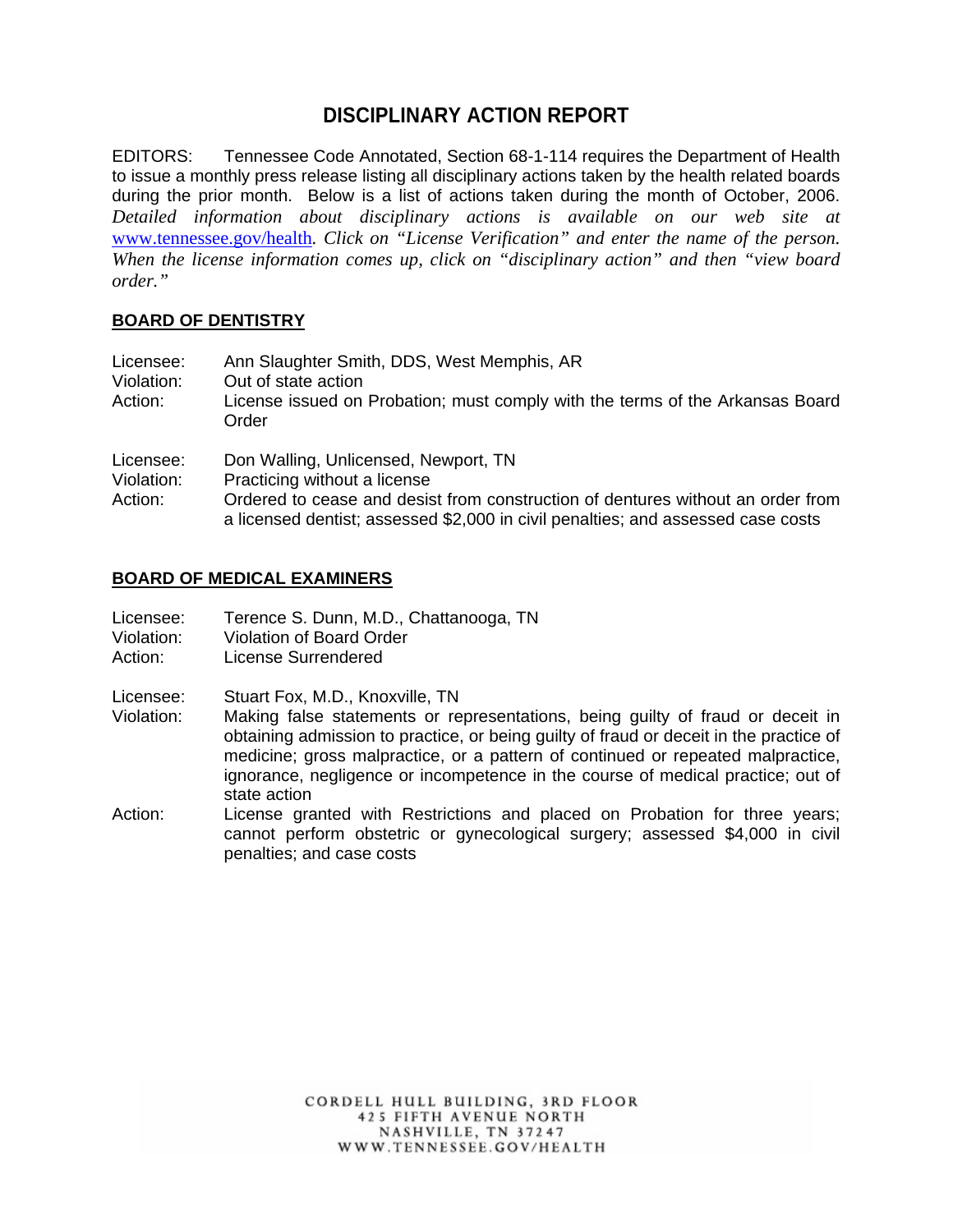# DISCIPLINARY ACTION REPORT

EDITORS: Tennessee Code Annotated, Section 68-1-114 requires the Department of Health to issue a monthly press release listing all disciplinary actions taken by the health related boards during the prior month. Below is a list of actions taken during the month of October, 2006. *Detailed information about disciplinary actions is available on our web site at* www.tennessee.gov/health*. Click on "License Verification" and enter the name of the person. When the license information comes up, click on "disciplinary action" and then "view board order."*

## BOARD OF DENTISTRY

Licensee: Ann Slaughter Smith, DDS, West Memphis, AR
Violation: Out of state action
Action: License issued on Probation; must comply with the terms of the Arkansas Board Order

Licensee: Don Walling, Unlicensed, Newport, TN
Violation: Practicing without a license
Action: Ordered to cease and desist from construction of dentures without an order from a licensed dentist; assessed $2,000 in civil penalties; and assessed case costs

## BOARD OF MEDICAL EXAMINERS

Licensee: Terence S. Dunn, M.D., Chattanooga, TN
Violation: Violation of Board Order
Action: License Surrendered

Licensee: Stuart Fox, M.D., Knoxville, TN
Violation: Making false statements or representations, being guilty of fraud or deceit in obtaining admission to practice, or being guilty of fraud or deceit in the practice of medicine; gross malpractice, or a pattern of continued or repeated malpractice, ignorance, negligence or incompetence in the course of medical practice; out of state action
Action: License granted with Restrictions and placed on Probation for three years; cannot perform obstetric or gynecological surgery; assessed $4,000 in civil penalties; and case costs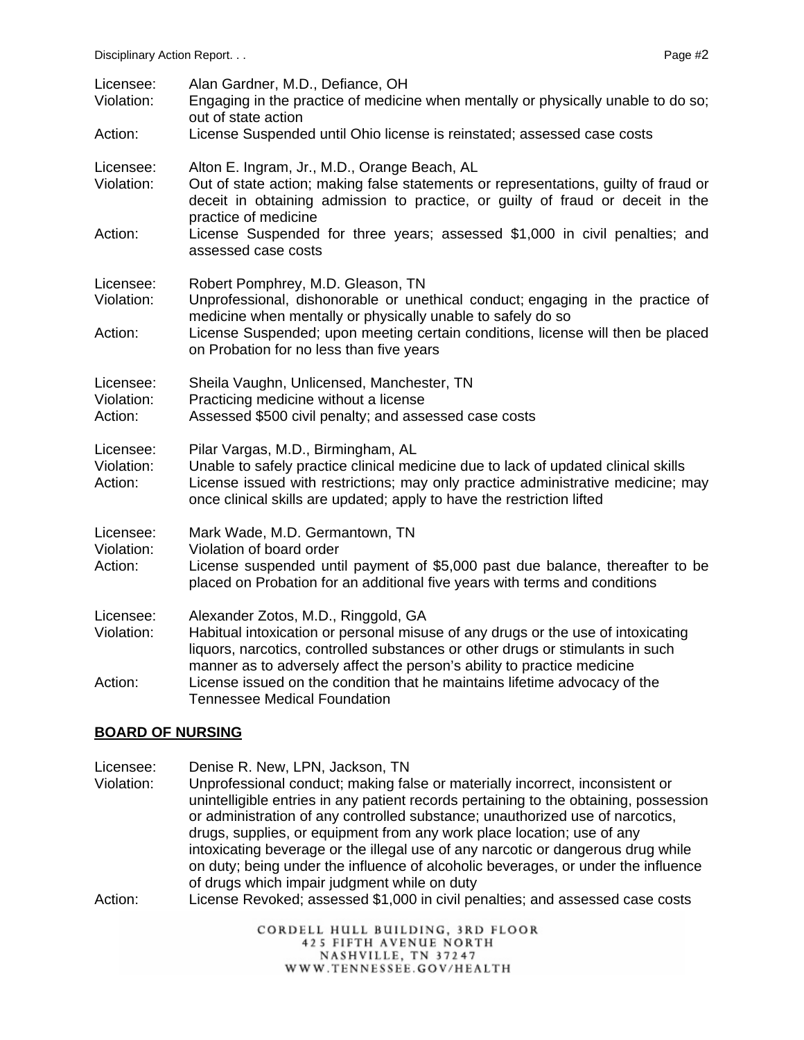Licensee: Alan Gardner, M.D., Defiance, OH
Violation: Engaging in the practice of medicine when mentally or physically unable to do so; out of state action
Action: License Suspended until Ohio license is reinstated; assessed case costs

Licensee: Alton E. Ingram, Jr., M.D., Orange Beach, AL
Violation: Out of state action; making false statements or representations, guilty of fraud or deceit in obtaining admission to practice, or guilty of fraud or deceit in the practice of medicine
Action: License Suspended for three years; assessed $1,000 in civil penalties; and assessed case costs

Licensee: Robert Pomphrey, M.D. Gleason, TN
Violation: Unprofessional, dishonorable or unethical conduct; engaging in the practice of medicine when mentally or physically unable to safely do so
Action: License Suspended; upon meeting certain conditions, license will then be placed on Probation for no less than five years

Licensee: Sheila Vaughn, Unlicensed, Manchester, TN
Violation: Practicing medicine without a license
Action: Assessed $500 civil penalty; and assessed case costs

Licensee: Pilar Vargas, M.D., Birmingham, AL
Violation: Unable to safely practice clinical medicine due to lack of updated clinical skills
Action: License issued with restrictions; may only practice administrative medicine; may once clinical skills are updated; apply to have the restriction lifted

Licensee: Mark Wade, M.D. Germantown, TN
Violation: Violation of board order
Action: License suspended until payment of $5,000 past due balance, thereafter to be placed on Probation for an additional five years with terms and conditions

Licensee: Alexander Zotos, M.D., Ringgold, GA
Violation: Habitual intoxication or personal misuse of any drugs or the use of intoxicating liquors, narcotics, controlled substances or other drugs or stimulants in such manner as to adversely affect the person's ability to practice medicine
Action: License issued on the condition that he maintains lifetime advocacy of the Tennessee Medical Foundation

## BOARD OF NURSING

Licensee: Denise R. New, LPN, Jackson, TN
Violation: Unprofessional conduct; making false or materially incorrect, inconsistent or unintelligible entries in any patient records pertaining to the obtaining, possession or administration of any controlled substance; unauthorized use of narcotics, drugs, supplies, or equipment from any work place location; use of any intoxicating beverage or the illegal use of any narcotic or dangerous drug while on duty; being under the influence of alcoholic beverages, or under the influence of drugs which impair judgment while on duty
Action: License Revoked; assessed $1,000 in civil penalties; and assessed case costs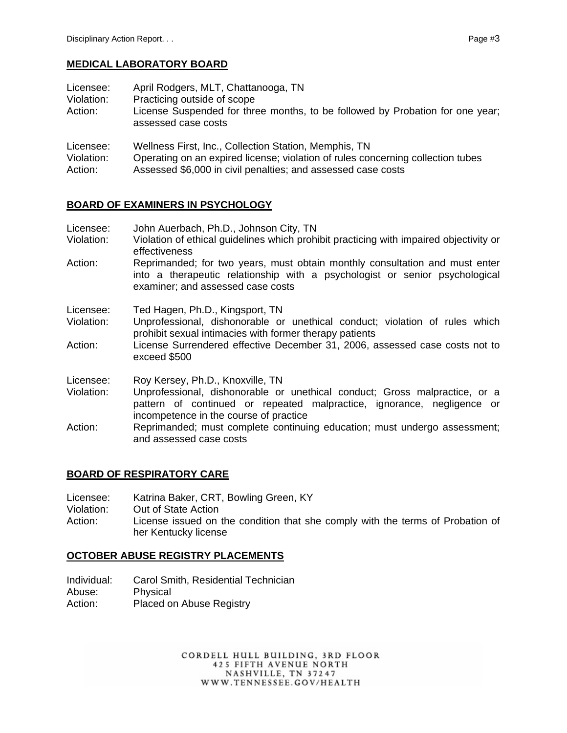## MEDICAL LABORATORY BOARD

Licensee: April Rodgers, MLT, Chattanooga, TN
Violation: Practicing outside of scope
Action: License Suspended for three months, to be followed by Probation for one year; assessed case costs

Licensee: Wellness First, Inc., Collection Station, Memphis, TN
Violation: Operating on an expired license; violation of rules concerning collection tubes
Action: Assessed $6,000 in civil penalties; and assessed case costs

## BOARD OF EXAMINERS IN PSYCHOLOGY

Licensee: John Auerbach, Ph.D., Johnson City, TN
Violation: Violation of ethical guidelines which prohibit practicing with impaired objectivity or effectiveness
Action: Reprimanded; for two years, must obtain monthly consultation and must enter into a therapeutic relationship with a psychologist or senior psychological examiner; and assessed case costs

Licensee: Ted Hagen, Ph.D., Kingsport, TN
Violation: Unprofessional, dishonorable or unethical conduct; violation of rules which prohibit sexual intimacies with former therapy patients
Action: License Surrendered effective December 31, 2006, assessed case costs not to exceed $500

Licensee: Roy Kersey, Ph.D., Knoxville, TN
Violation: Unprofessional, dishonorable or unethical conduct; Gross malpractice, or a pattern of continued or repeated malpractice, ignorance, negligence or incompetence in the course of practice
Action: Reprimanded; must complete continuing education; must undergo assessment; and assessed case costs

## BOARD OF RESPIRATORY CARE

Licensee: Katrina Baker, CRT, Bowling Green, KY
Violation: Out of State Action
Action: License issued on the condition that she comply with the terms of Probation of her Kentucky license

## OCTOBER ABUSE REGISTRY PLACEMENTS

Individual: Carol Smith, Residential Technician
Abuse: Physical
Action: Placed on Abuse Registry

CORDELL HULL BUILDING, 3RD FLOOR
425 FIFTH AVENUE NORTH
NASHVILLE, TN 37247
WWW.TENNESSEE.GOV/HEALTH